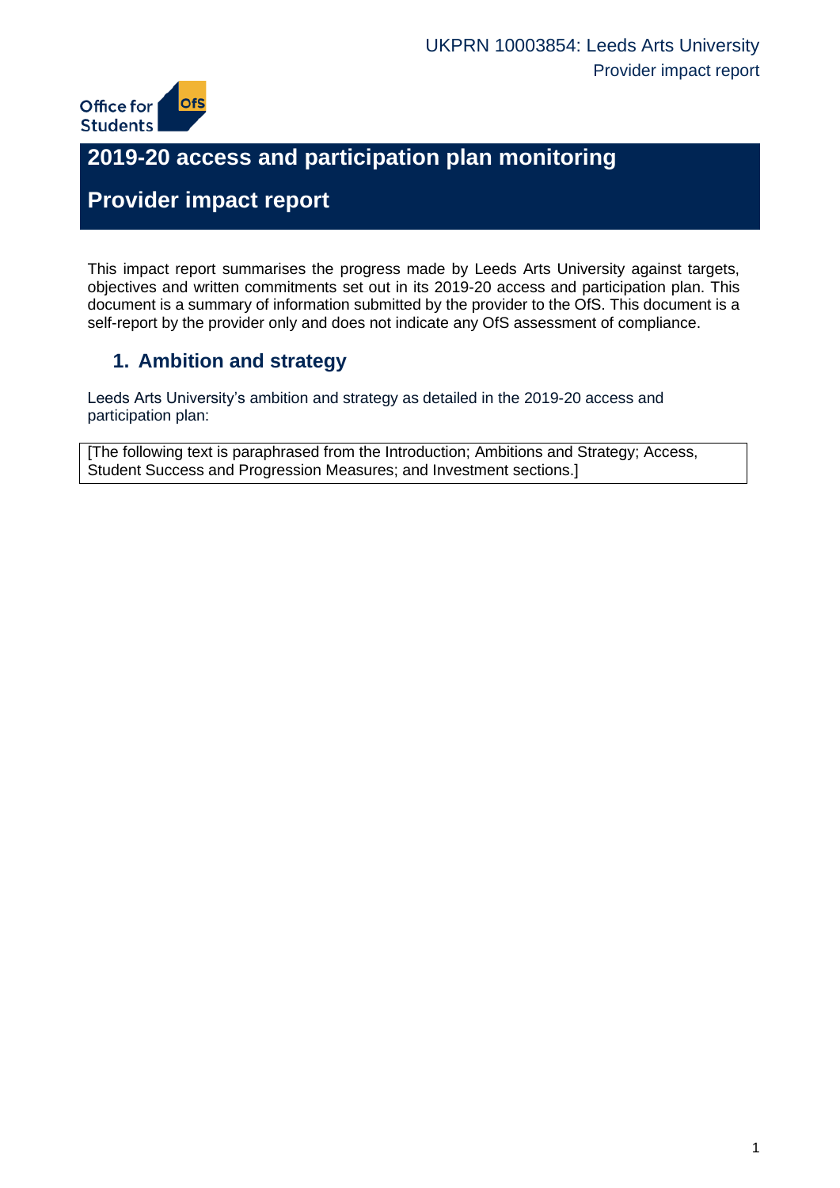UKPRN 10003854: Leeds Arts University
Provider impact report

# 2019-20 access and participation plan monitoring

# Provider impact report

This impact report summarises the progress made by Leeds Arts University against targets, objectives and written commitments set out in its 2019-20 access and participation plan. This document is a summary of information submitted by the provider to the OfS. This document is a self-report by the provider only and does not indicate any OfS assessment of compliance.

## 1. Ambition and strategy

Leeds Arts University's ambition and strategy as detailed in the 2019-20 access and participation plan:

[The following text is paraphrased from the Introduction; Ambitions and Strategy; Access, Student Success and Progression Measures; and Investment sections.]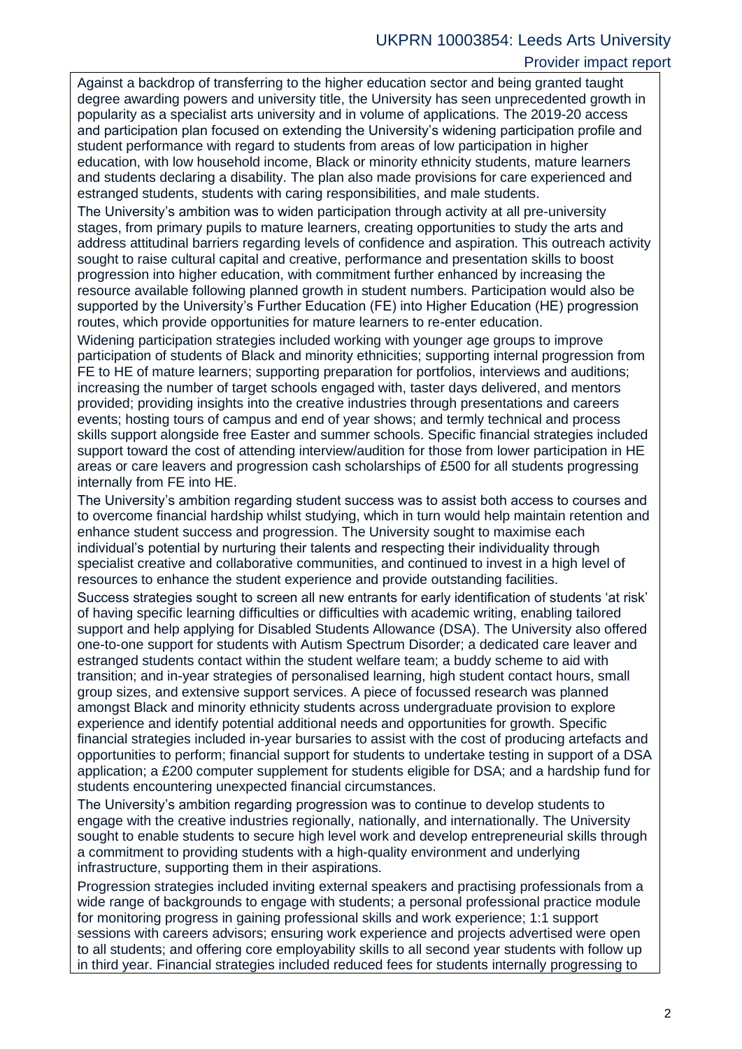Against a backdrop of transferring to the higher education sector and being granted taught degree awarding powers and university title, the University has seen unprecedented growth in popularity as a specialist arts university and in volume of applications. The 2019-20 access and participation plan focused on extending the University's widening participation profile and student performance with regard to students from areas of low participation in higher education, with low household income, Black or minority ethnicity students, mature learners and students declaring a disability. The plan also made provisions for care experienced and estranged students, students with caring responsibilities, and male students.

The University's ambition was to widen participation through activity at all pre-university stages, from primary pupils to mature learners, creating opportunities to study the arts and address attitudinal barriers regarding levels of confidence and aspiration. This outreach activity sought to raise cultural capital and creative, performance and presentation skills to boost progression into higher education, with commitment further enhanced by increasing the resource available following planned growth in student numbers. Participation would also be supported by the University's Further Education (FE) into Higher Education (HE) progression routes, which provide opportunities for mature learners to re-enter education.

Widening participation strategies included working with younger age groups to improve participation of students of Black and minority ethnicities; supporting internal progression from FE to HE of mature learners; supporting preparation for portfolios, interviews and auditions; increasing the number of target schools engaged with, taster days delivered, and mentors provided; providing insights into the creative industries through presentations and careers events; hosting tours of campus and end of year shows; and termly technical and process skills support alongside free Easter and summer schools. Specific financial strategies included support toward the cost of attending interview/audition for those from lower participation in HE areas or care leavers and progression cash scholarships of £500 for all students progressing internally from FE into HE.

The University's ambition regarding student success was to assist both access to courses and to overcome financial hardship whilst studying, which in turn would help maintain retention and enhance student success and progression. The University sought to maximise each individual's potential by nurturing their talents and respecting their individuality through specialist creative and collaborative communities, and continued to invest in a high level of resources to enhance the student experience and provide outstanding facilities.

Success strategies sought to screen all new entrants for early identification of students 'at risk' of having specific learning difficulties or difficulties with academic writing, enabling tailored support and help applying for Disabled Students Allowance (DSA). The University also offered one-to-one support for students with Autism Spectrum Disorder; a dedicated care leaver and estranged students contact within the student welfare team; a buddy scheme to aid with transition; and in-year strategies of personalised learning, high student contact hours, small group sizes, and extensive support services. A piece of focussed research was planned amongst Black and minority ethnicity students across undergraduate provision to explore experience and identify potential additional needs and opportunities for growth. Specific financial strategies included in-year bursaries to assist with the cost of producing artefacts and opportunities to perform; financial support for students to undertake testing in support of a DSA application; a £200 computer supplement for students eligible for DSA; and a hardship fund for students encountering unexpected financial circumstances.

The University's ambition regarding progression was to continue to develop students to engage with the creative industries regionally, nationally, and internationally. The University sought to enable students to secure high level work and develop entrepreneurial skills through a commitment to providing students with a high-quality environment and underlying infrastructure, supporting them in their aspirations.

Progression strategies included inviting external speakers and practising professionals from a wide range of backgrounds to engage with students; a personal professional practice module for monitoring progress in gaining professional skills and work experience; 1:1 support sessions with careers advisors; ensuring work experience and projects advertised were open to all students; and offering core employability skills to all second year students with follow up in third year. Financial strategies included reduced fees for students internally progressing to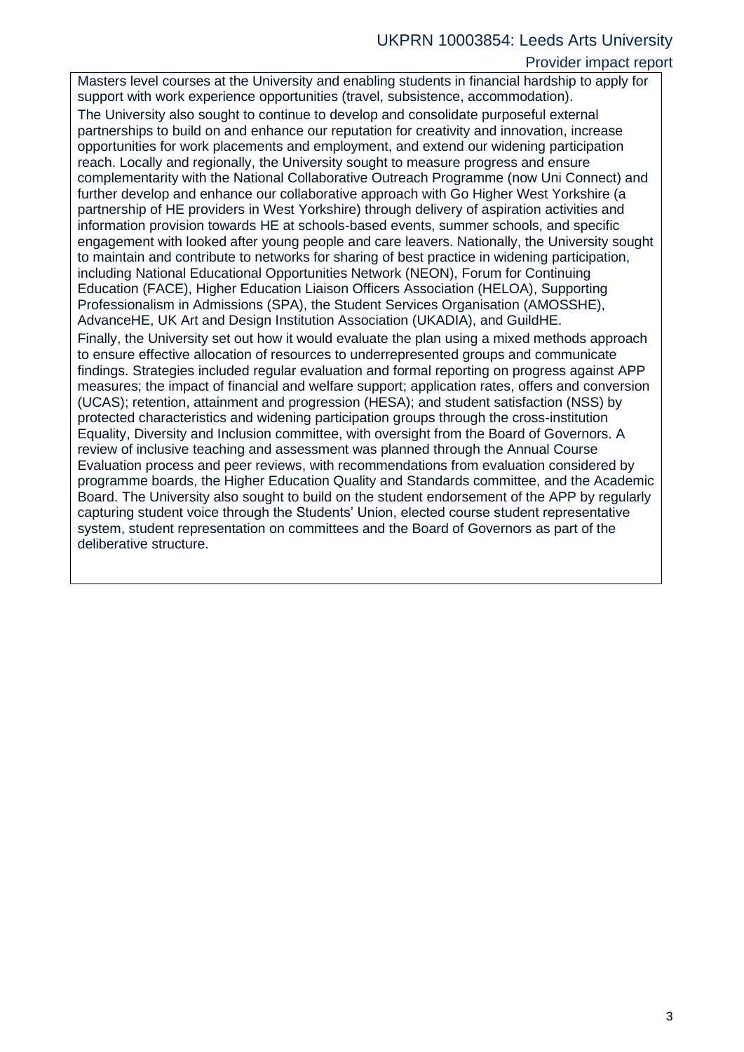Masters level courses at the University and enabling students in financial hardship to apply for support with work experience opportunities (travel, subsistence, accommodation).

The University also sought to continue to develop and consolidate purposeful external partnerships to build on and enhance our reputation for creativity and innovation, increase opportunities for work placements and employment, and extend our widening participation reach. Locally and regionally, the University sought to measure progress and ensure complementarity with the National Collaborative Outreach Programme (now Uni Connect) and further develop and enhance our collaborative approach with Go Higher West Yorkshire (a partnership of HE providers in West Yorkshire) through delivery of aspiration activities and information provision towards HE at schools-based events, summer schools, and specific engagement with looked after young people and care leavers. Nationally, the University sought to maintain and contribute to networks for sharing of best practice in widening participation, including National Educational Opportunities Network (NEON), Forum for Continuing Education (FACE), Higher Education Liaison Officers Association (HELOA), Supporting Professionalism in Admissions (SPA), the Student Services Organisation (AMOSSHE), AdvanceHE, UK Art and Design Institution Association (UKADIA), and GuildHE.

Finally, the University set out how it would evaluate the plan using a mixed methods approach to ensure effective allocation of resources to underrepresented groups and communicate findings. Strategies included regular evaluation and formal reporting on progress against APP measures; the impact of financial and welfare support; application rates, offers and conversion (UCAS); retention, attainment and progression (HESA); and student satisfaction (NSS) by protected characteristics and widening participation groups through the cross-institution Equality, Diversity and Inclusion committee, with oversight from the Board of Governors. A review of inclusive teaching and assessment was planned through the Annual Course Evaluation process and peer reviews, with recommendations from evaluation considered by programme boards, the Higher Education Quality and Standards committee, and the Academic Board. The University also sought to build on the student endorsement of the APP by regularly capturing student voice through the Students' Union, elected course student representative system, student representation on committees and the Board of Governors as part of the deliberative structure.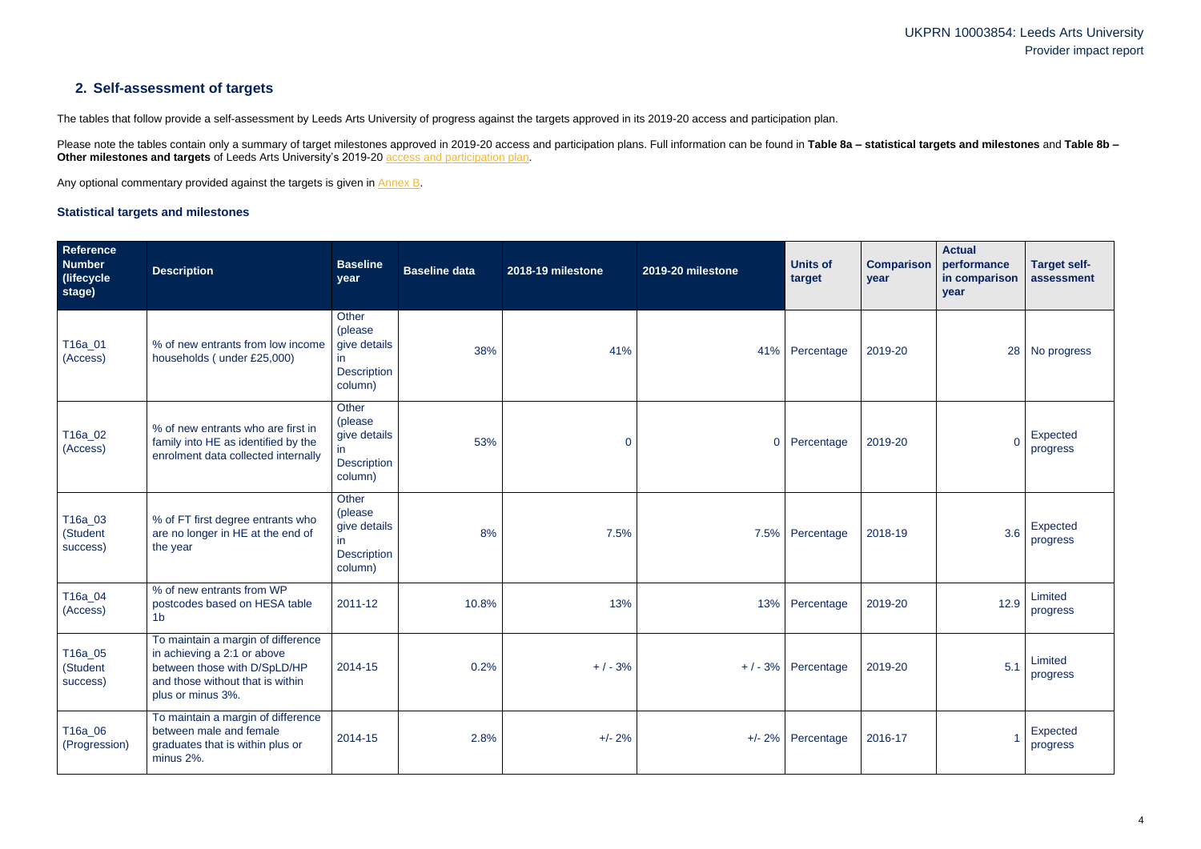## 2. Self-assessment of targets

The tables that follow provide a self-assessment by Leeds Arts University of progress against the targets approved in its 2019-20 access and participation plan.

Please note the tables contain only a summary of target milestones approved in 2019-20 access and participation plans. Full information can be found in **Table 8a – statistical targets and milestones** and **Table 8b – Other milestones and targets** of Leeds Arts University's 2019-20 access and participation plan.

Any optional commentary provided against the targets is given in Annex B.

### Statistical targets and milestones

| Reference Number (lifecycle stage) | Description | Baseline year | Baseline data | 2018-19 milestone | 2019-20 milestone | Units of target | Comparison year | Actual performance in comparison year | Target self-assessment |
|---|---|---|---|---|---|---|---|---|---|
| T16a_01 (Access) | % of new entrants from low income households ( under £25,000) | Other (please give details in Description column) | 38% | 41% | 41% | Percentage | 2019-20 | 28 | No progress |
| T16a_02 (Access) | % of new entrants who are first in family into HE as identified by the enrolment data collected internally | Other (please give details in Description column) | 53% | 0 | 0 | Percentage | 2019-20 | 0 | Expected progress |
| T16a_03 (Student success) | % of FT first degree entrants who are no longer in HE at the end of the year | Other (please give details in Description column) | 8% | 7.5% | 7.5% | Percentage | 2018-19 | 3.6 | Expected progress |
| T16a_04 (Access) | % of new entrants from WP postcodes based on HESA table 1b | 2011-12 | 10.8% | 13% | 13% | Percentage | 2019-20 | 12.9 | Limited progress |
| T16a_05 (Student success) | To maintain a margin of difference in achieving a 2:1 or above between those with D/SpLD/HP and those without that is within plus or minus 3%. | 2014-15 | 0.2% | + / - 3% | + / - 3% | Percentage | 2019-20 | 5.1 | Limited progress |
| T16a_06 (Progression) | To maintain a margin of difference between male and female graduates that is within plus or minus 2%. | 2014-15 | 2.8% | +/- 2% | +/- 2% | Percentage | 2016-17 | 1 | Expected progress |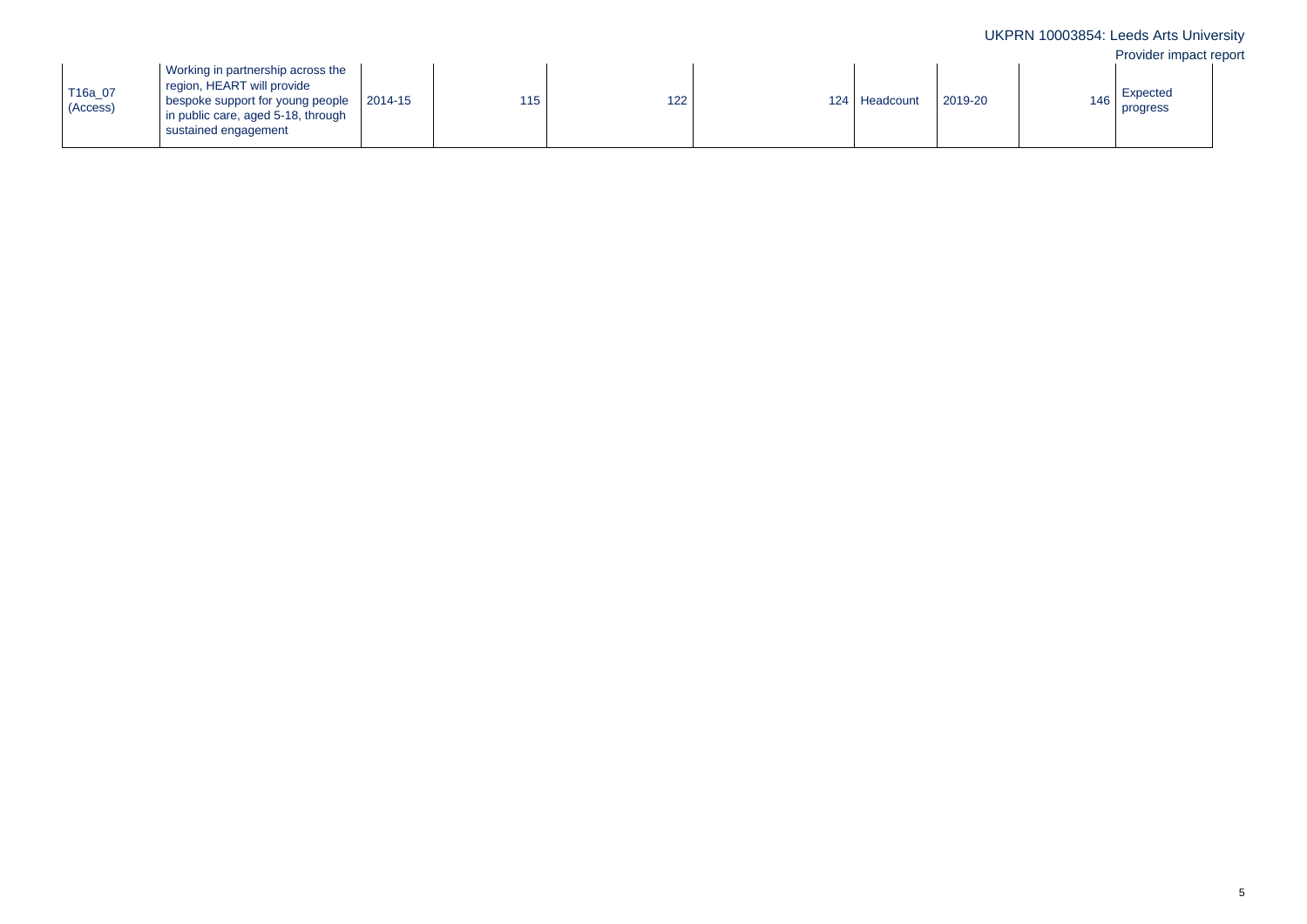| | | | | | | | | | |
|---|---|---|---|---|---|---|---|---|---|
| T16a_07 (Access) | Working in partnership across the region, HEART will provide bespoke support for young people in public care, aged 5-18, through sustained engagement | 2014-15 | 115 | 122 | 124 | Headcount | 2019-20 | 146 | Expected progress |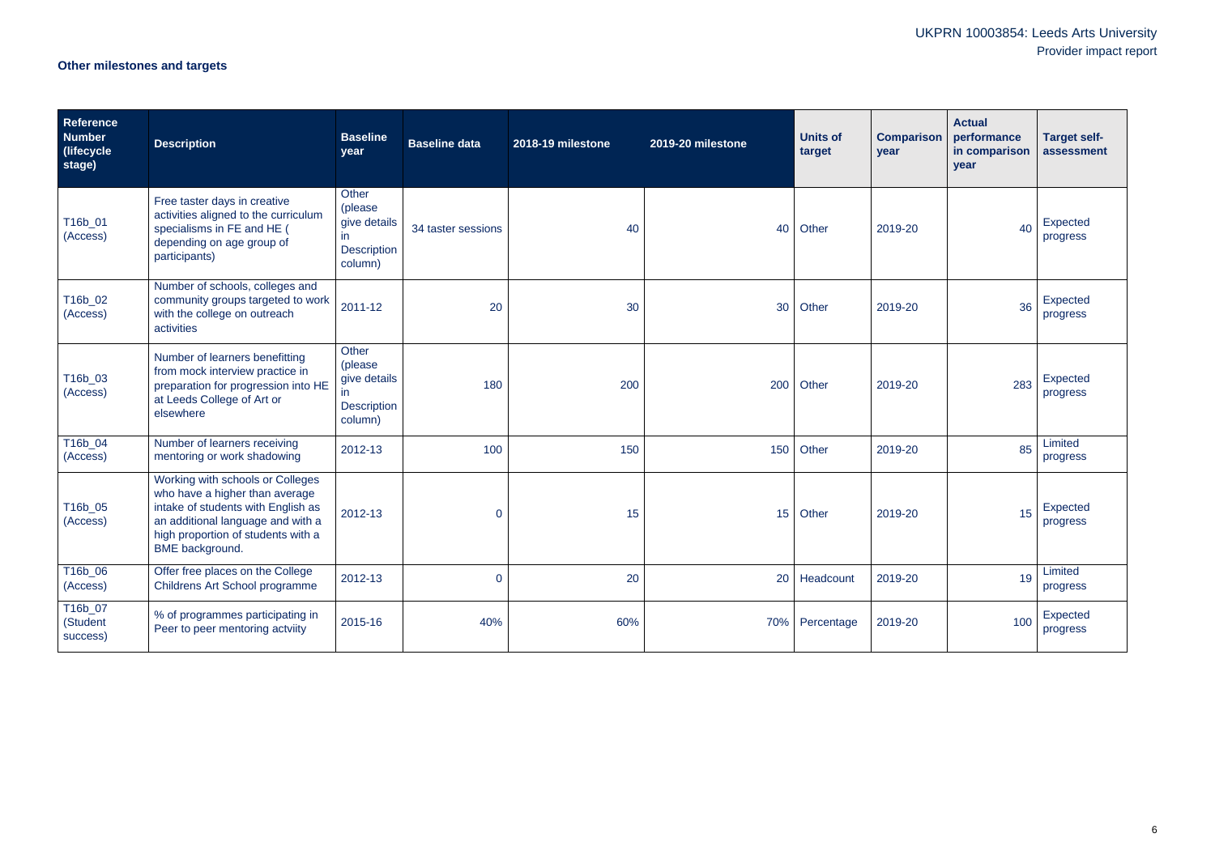### Other milestones and targets

| Reference Number (lifecycle stage) | Description | Baseline year | Baseline data | 2018-19 milestone | 2019-20 milestone | Units of target | Comparison year | Actual performance in comparison year | Target self-assessment |
|---|---|---|---|---|---|---|---|---|---|
| T16b_01 (Access) | Free taster days in creative activities aligned to the curriculum specialisms in FE and HE ( depending on age group of participants) | Other (please give details in Description column) | 34 taster sessions | 40 | 40 | Other | 2019-20 | 40 | Expected progress |
| T16b_02 (Access) | Number of schools, colleges and community groups targeted to work with the college on outreach activities | 2011-12 | 20 | 30 | 30 | Other | 2019-20 | 36 | Expected progress |
| T16b_03 (Access) | Number of learners benefitting from mock interview practice in preparation for progression into HE at Leeds College of Art or elsewhere | Other (please give details in Description column) | 180 | 200 | 200 | Other | 2019-20 | 283 | Expected progress |
| T16b_04 (Access) | Number of learners receiving mentoring or work shadowing | 2012-13 | 100 | 150 | 150 | Other | 2019-20 | 85 | Limited progress |
| T16b_05 (Access) | Working with schools or Colleges who have a higher than average intake of students with English as an additional language and with a high proportion of students with a BME background. | 2012-13 | 0 | 15 | 15 | Other | 2019-20 | 15 | Expected progress |
| T16b_06 (Access) | Offer free places on the College Childrens Art School programme | 2012-13 | 0 | 20 | 20 | Headcount | 2019-20 | 19 | Limited progress |
| T16b_07 (Student success) | % of programmes participating in Peer to peer mentoring actviity | 2015-16 | 40% | 60% | 70% | Percentage | 2019-20 | 100 | Expected progress |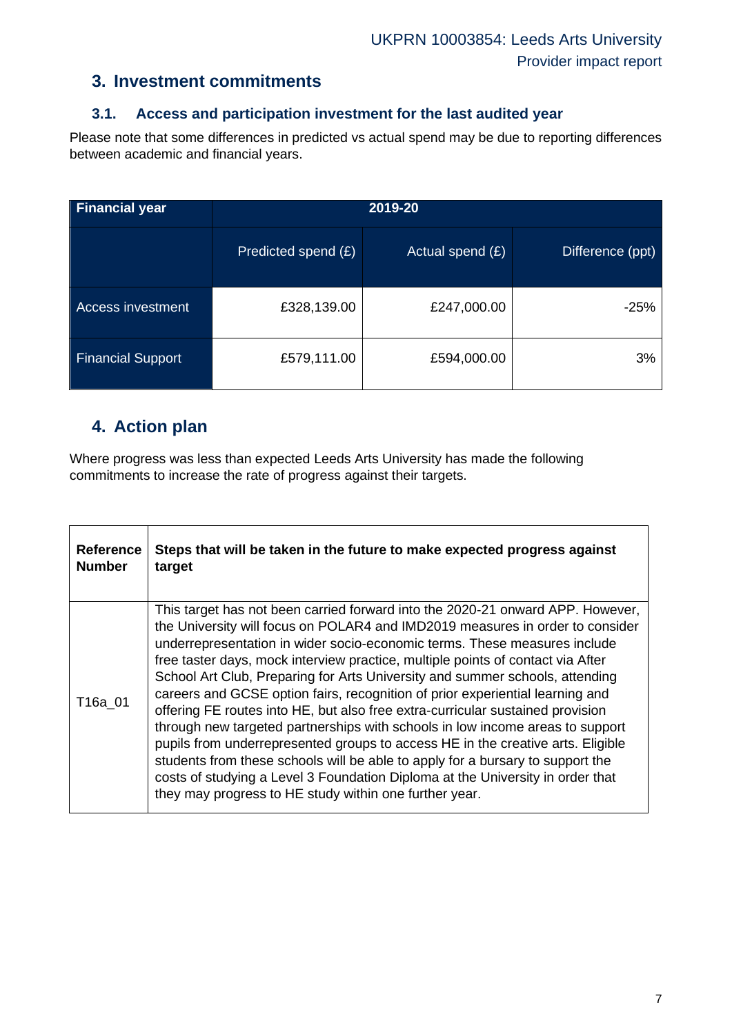## 3. Investment commitments

### 3.1. Access and participation investment for the last audited year

Please note that some differences in predicted vs actual spend may be due to reporting differences between academic and financial years.

| Financial year | 2019-20 | | |
|---|---|---|---|
| | Predicted spend (£) | Actual spend (£) | Difference (ppt) |
| Access investment | £328,139.00 | £247,000.00 | -25% |
| Financial Support | £579,111.00 | £594,000.00 | 3% |

## 4. Action plan

Where progress was less than expected Leeds Arts University has made the following commitments to increase the rate of progress against their targets.

| Reference Number | Steps that will be taken in the future to make expected progress against target |
|---|---|
| T16a_01 | This target has not been carried forward into the 2020-21 onward APP. However, the University will focus on POLAR4 and IMD2019 measures in order to consider underrepresentation in wider socio-economic terms. These measures include free taster days, mock interview practice, multiple points of contact via After School Art Club, Preparing for Arts University and summer schools, attending careers and GCSE option fairs, recognition of prior experiential learning and offering FE routes into HE, but also free extra-curricular sustained provision through new targeted partnerships with schools in low income areas to support pupils from underrepresented groups to access HE in the creative arts. Eligible students from these schools will be able to apply for a bursary to support the costs of studying a Level 3 Foundation Diploma at the University in order that they may progress to HE study within one further year. |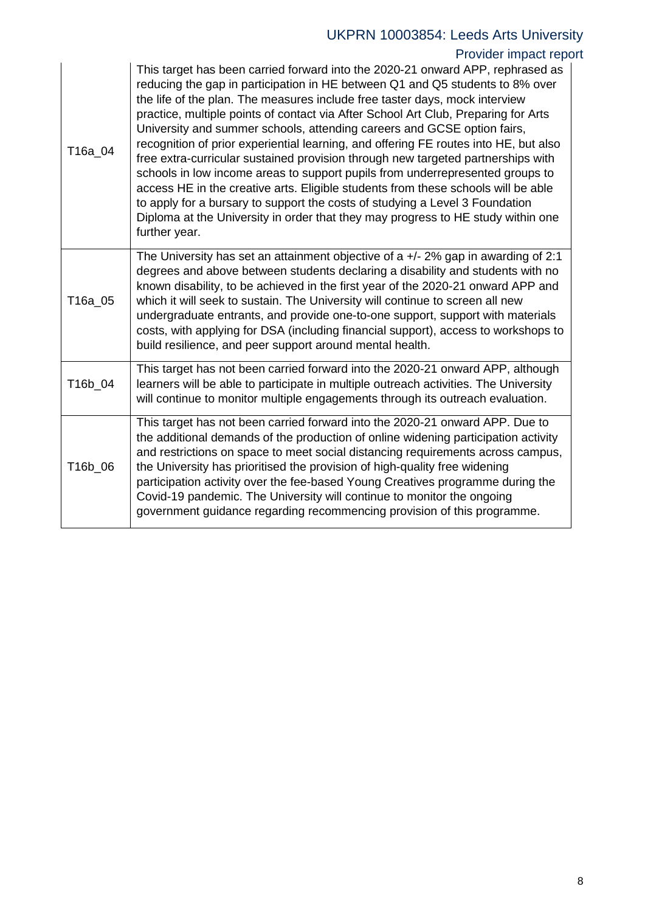| | |
|---|---|
| T16a_04 | This target has been carried forward into the 2020-21 onward APP, rephrased as reducing the gap in participation in HE between Q1 and Q5 students to 8% over the life of the plan. The measures include free taster days, mock interview practice, multiple points of contact via After School Art Club, Preparing for Arts University and summer schools, attending careers and GCSE option fairs, recognition of prior experiential learning, and offering FE routes into HE, but also free extra-curricular sustained provision through new targeted partnerships with schools in low income areas to support pupils from underrepresented groups to access HE in the creative arts. Eligible students from these schools will be able to apply for a bursary to support the costs of studying a Level 3 Foundation Diploma at the University in order that they may progress to HE study within one further year. |
| T16a_05 | The University has set an attainment objective of a +/- 2% gap in awarding of 2:1 degrees and above between students declaring a disability and students with no known disability, to be achieved in the first year of the 2020-21 onward APP and which it will seek to sustain. The University will continue to screen all new undergraduate entrants, and provide one-to-one support, support with materials costs, with applying for DSA (including financial support), access to workshops to build resilience, and peer support around mental health. |
| T16b_04 | This target has not been carried forward into the 2020-21 onward APP, although learners will be able to participate in multiple outreach activities. The University will continue to monitor multiple engagements through its outreach evaluation. |
| T16b_06 | This target has not been carried forward into the 2020-21 onward APP. Due to the additional demands of the production of online widening participation activity and restrictions on space to meet social distancing requirements across campus, the University has prioritised the provision of high-quality free widening participation activity over the fee-based Young Creatives programme during the Covid-19 pandemic. The University will continue to monitor the ongoing government guidance regarding recommencing provision of this programme. |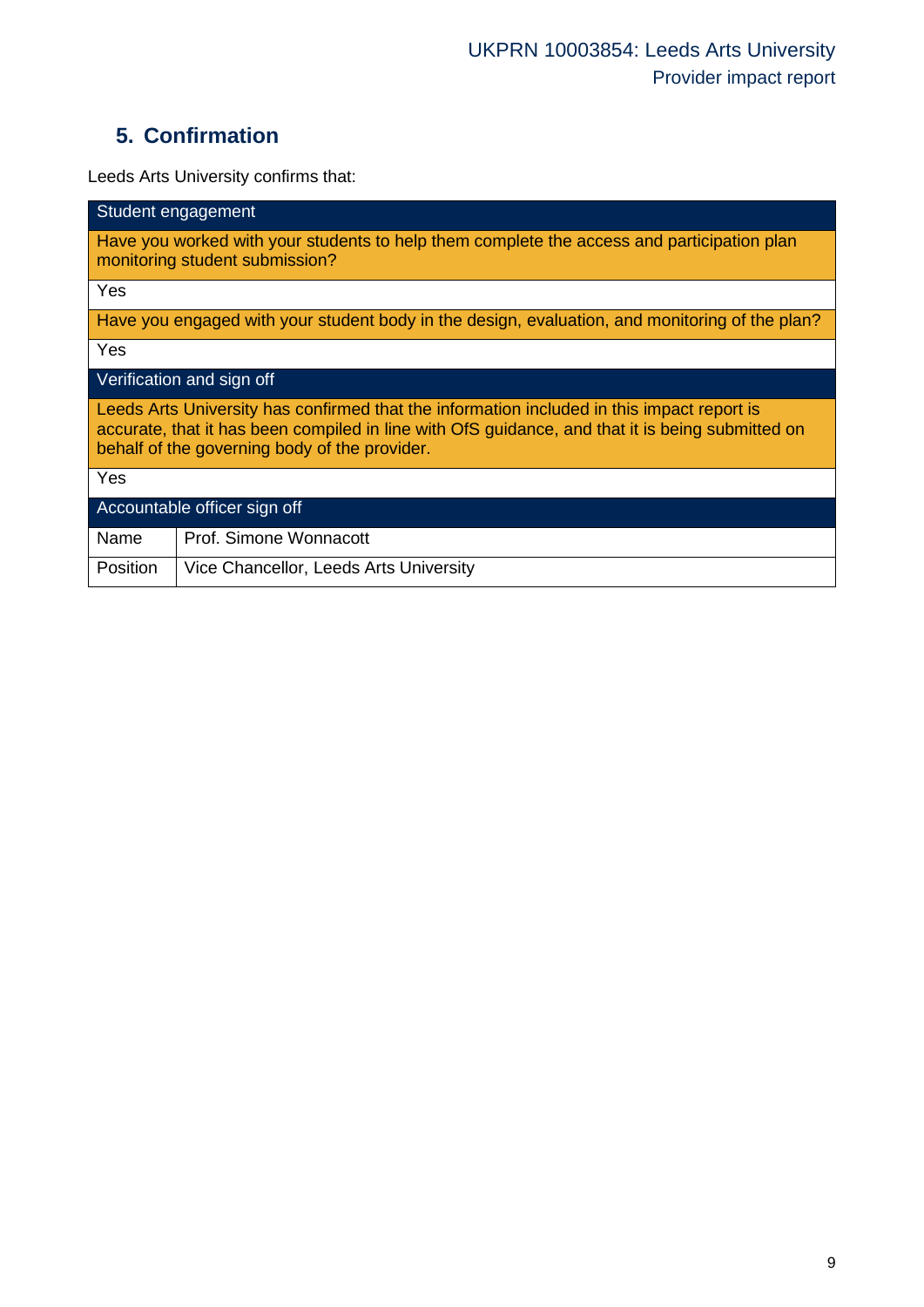## 5. Confirmation

Leeds Arts University confirms that:

| Student engagement | |
|---|---|
| Have you worked with your students to help them complete the access and participation plan monitoring student submission? | |
| Yes | |
| Have you engaged with your student body in the design, evaluation, and monitoring of the plan? | |
| Yes | |
| **Verification and sign off** | |
| Leeds Arts University has confirmed that the information included in this impact report is accurate, that it has been compiled in line with OfS guidance, and that it is being submitted on behalf of the governing body of the provider. | |
| Yes | |
| **Accountable officer sign off** | |
| Name | Prof. Simone Wonnacott |
| Position | Vice Chancellor, Leeds Arts University |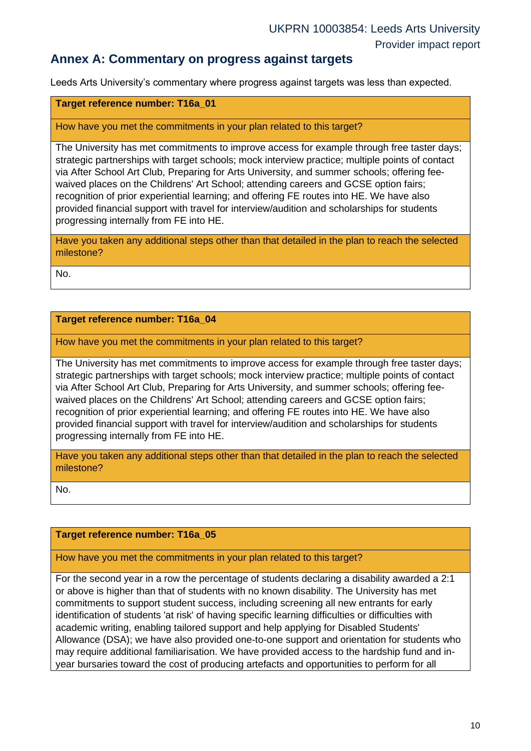## Annex A: Commentary on progress against targets

Leeds Arts University's commentary where progress against targets was less than expected.

| **Target reference number: T16a_01** |
|---|
| How have you met the commitments in your plan related to this target? |
| The University has met commitments to improve access for example through free taster days; strategic partnerships with target schools; mock interview practice; multiple points of contact via After School Art Club, Preparing for Arts University, and summer schools; offering fee-waived places on the Childrens' Art School; attending careers and GCSE option fairs; recognition of prior experiential learning; and offering FE routes into HE. We have also provided financial support with travel for interview/audition and scholarships for students progressing internally from FE into HE. |
| Have you taken any additional steps other than that detailed in the plan to reach the selected milestone? |
| No. |

| **Target reference number: T16a_04** |
|---|
| How have you met the commitments in your plan related to this target? |
| The University has met commitments to improve access for example through free taster days; strategic partnerships with target schools; mock interview practice; multiple points of contact via After School Art Club, Preparing for Arts University, and summer schools; offering fee-waived places on the Childrens' Art School; attending careers and GCSE option fairs; recognition of prior experiential learning; and offering FE routes into HE. We have also provided financial support with travel for interview/audition and scholarships for students progressing internally from FE into HE. |
| Have you taken any additional steps other than that detailed in the plan to reach the selected milestone? |
| No. |

| **Target reference number: T16a_05** |
|---|
| How have you met the commitments in your plan related to this target? |
| For the second year in a row the percentage of students declaring a disability awarded a 2:1 or above is higher than that of students with no known disability. The University has met commitments to support student success, including screening all new entrants for early identification of students 'at risk' of having specific learning difficulties or difficulties with academic writing, enabling tailored support and help applying for Disabled Students' Allowance (DSA); we have also provided one-to-one support and orientation for students who may require additional familiarisation. We have provided access to the hardship fund and in-year bursaries toward the cost of producing artefacts and opportunities to perform for all |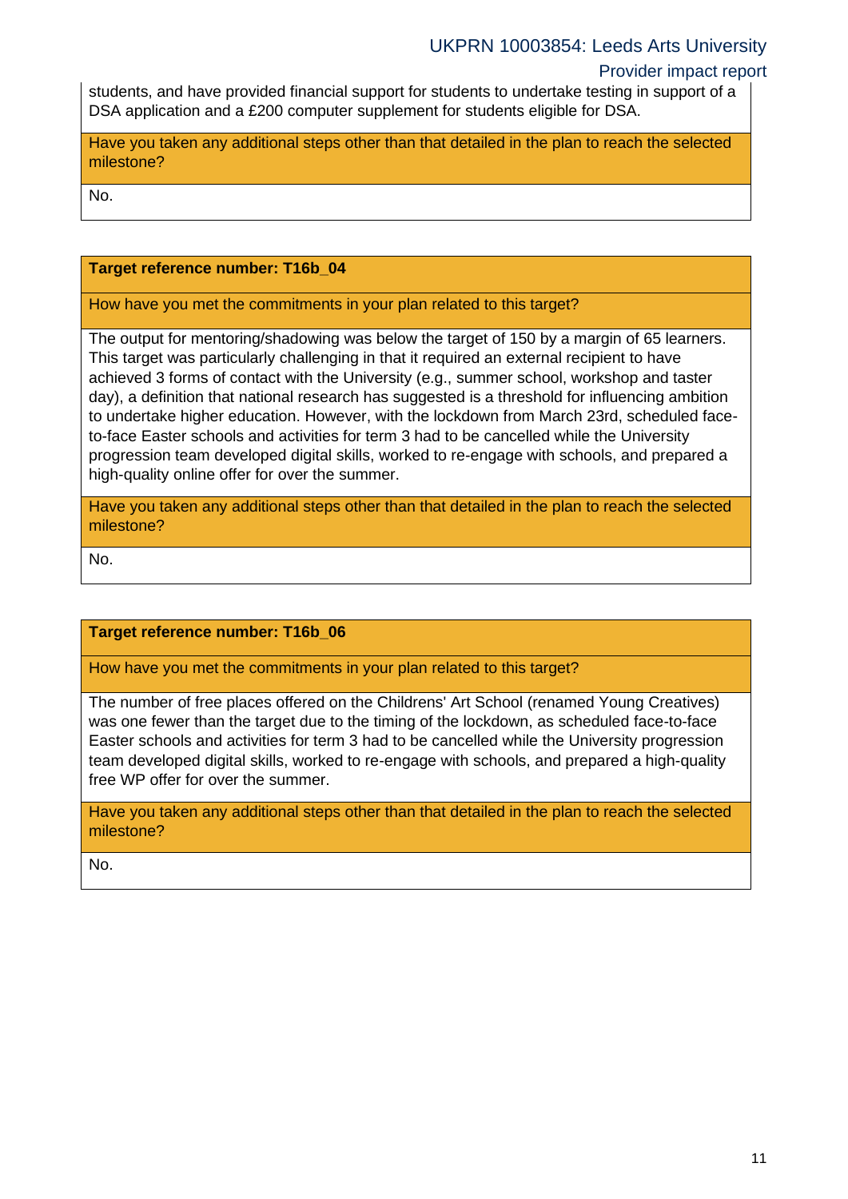students, and have provided financial support for students to undertake testing in support of a DSA application and a £200 computer supplement for students eligible for DSA.

**Have you taken any additional steps other than that detailed in the plan to reach the selected milestone?**

No.

### Target reference number: T16b_04

**How have you met the commitments in your plan related to this target?**

The output for mentoring/shadowing was below the target of 150 by a margin of 65 learners. This target was particularly challenging in that it required an external recipient to have achieved 3 forms of contact with the University (e.g., summer school, workshop and taster day), a definition that national research has suggested is a threshold for influencing ambition to undertake higher education. However, with the lockdown from March 23rd, scheduled face-to-face Easter schools and activities for term 3 had to be cancelled while the University progression team developed digital skills, worked to re-engage with schools, and prepared a high-quality online offer for over the summer.

**Have you taken any additional steps other than that detailed in the plan to reach the selected milestone?**

No.

### Target reference number: T16b_06

**How have you met the commitments in your plan related to this target?**

The number of free places offered on the Childrens' Art School (renamed Young Creatives) was one fewer than the target due to the timing of the lockdown, as scheduled face-to-face Easter schools and activities for term 3 had to be cancelled while the University progression team developed digital skills, worked to re-engage with schools, and prepared a high-quality free WP offer for over the summer.

**Have you taken any additional steps other than that detailed in the plan to reach the selected milestone?**

No.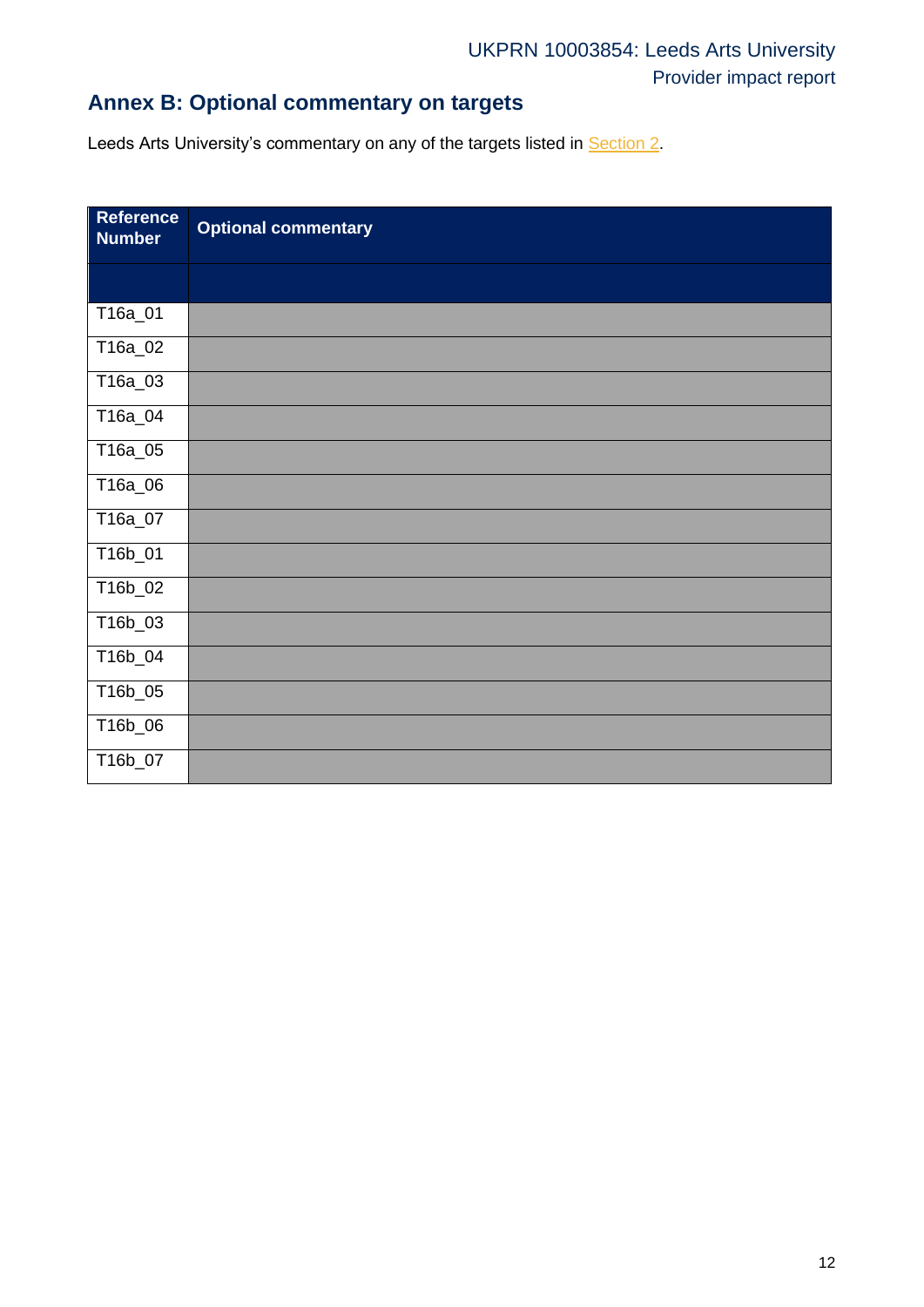## Annex B: Optional commentary on targets

Leeds Arts University's commentary on any of the targets listed in Section 2.

| Reference Number | Optional commentary |
|---|---|
| | |
| T16a_01 | |
| T16a_02 | |
| T16a_03 | |
| T16a_04 | |
| T16a_05 | |
| T16a_06 | |
| T16a_07 | |
| T16b_01 | |
| T16b_02 | |
| T16b_03 | |
| T16b_04 | |
| T16b_05 | |
| T16b_06 | |
| T16b_07 | |